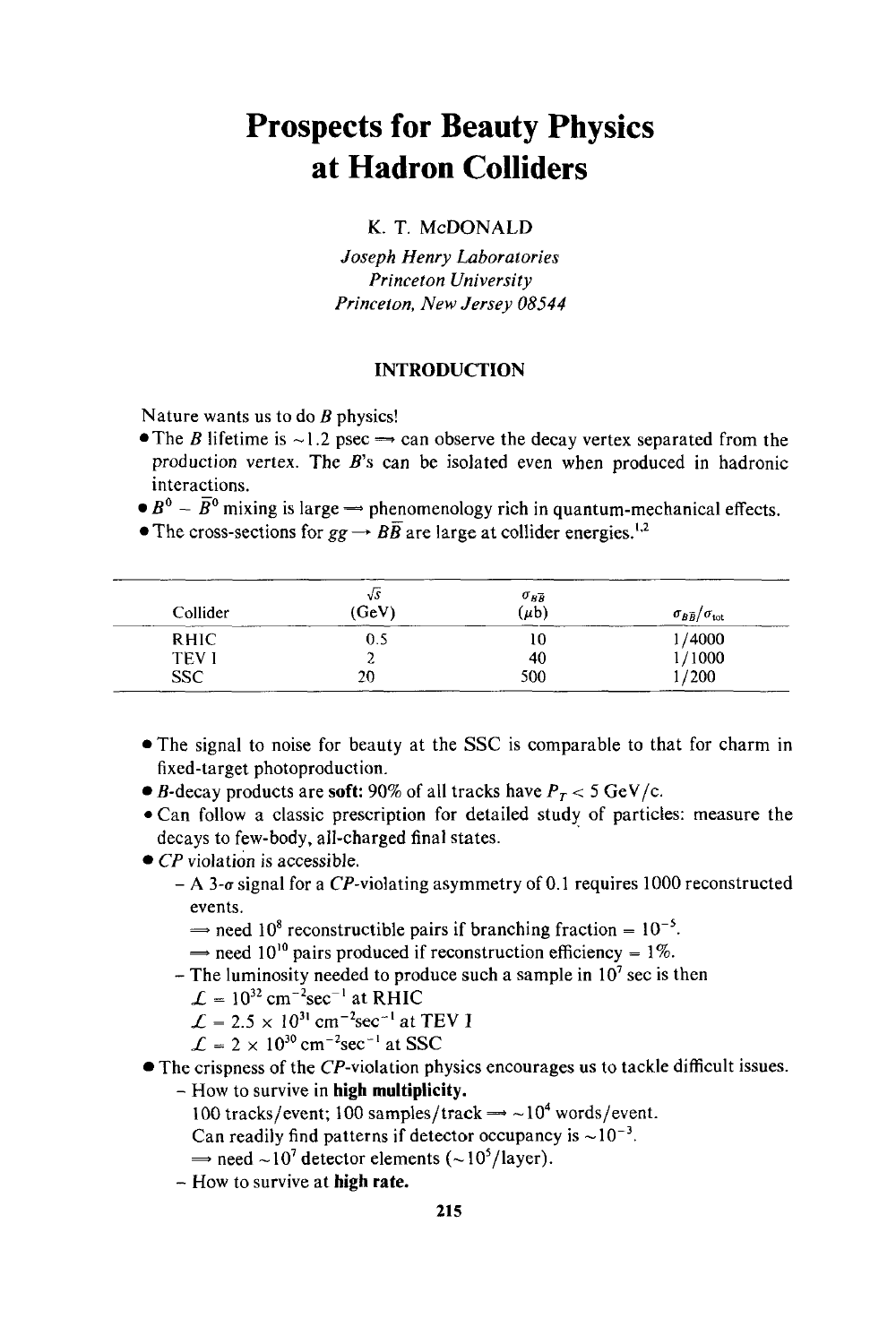# Prospects for Beauty Physics at Hadron Colliders

K. T. McDONALD

*Joseph Henry Laboratories*
*Princeton University*
*Princeton, New Jersey 08544*

## INTRODUCTION

Nature wants us to do $B$ physics!

- The $B$ lifetime is $\sim 1.2$ psec $\Longrightarrow$ can observe the decay vertex separated from the production vertex. The $B$'s can be isolated even when produced in hadronic interactions.
- $B^0 - \bar{B}^0$ mixing is large $\Longrightarrow$ phenomenology rich in quantum-mechanical effects.
- The cross-sections for $gg \to B\bar{B}$ are large at collider energies.[1,2]

| Collider | $\sqrt{s}$ (GeV) | $\sigma_{B\bar{B}}$ ($\mu$b) | $\sigma_{B\bar{B}}/\sigma_{\text{tot}}$ |
|---|---|---|---|
| RHIC | 0.5 | 10 | 1/4000 |
| TEV I | 2 | 40 | 1/1000 |
| SSC | 20 | 500 | 1/200 |

- The signal to noise for beauty at the SSC is comparable to that for charm in fixed-target photoproduction.
- $B$-decay products are **soft:** 90% of all tracks have $P_T < 5$ GeV/c.
- Can follow a classic prescription for detailed study of particles: measure the decays to few-body, all-charged final states.
- $CP$ violation is accessible.
  - A 3-$\sigma$ signal for a $CP$-violating asymmetry of 0.1 requires 1000 reconstructed events.
    $\Longrightarrow$ need $10^8$ reconstructible pairs if branching fraction $= 10^{-5}$.
    $\Longrightarrow$ need $10^{10}$ pairs produced if reconstruction efficiency $= 1\%$.
  - The luminosity needed to produce such a sample in $10^7$ sec is then
    $\mathcal{L} = 10^{32}$ cm$^{-2}$sec$^{-1}$ at RHIC
    $\mathcal{L} = 2.5 \times 10^{31}$ cm$^{-2}$sec$^{-1}$ at TEV I
    $\mathcal{L} = 2 \times 10^{30}$ cm$^{-2}$sec$^{-1}$ at SSC
- The crispness of the $CP$-violation physics encourages us to tackle difficult issues.
  - How to survive in **high multiplicity.**
    100 tracks/event; 100 samples/track $\Longrightarrow \sim 10^4$ words/event.
    Can readily find patterns if detector occupancy is $\sim 10^{-3}$.
    $\Longrightarrow$ need $\sim 10^7$ detector elements ($\sim 10^5$/layer).
  - How to survive at **high rate.**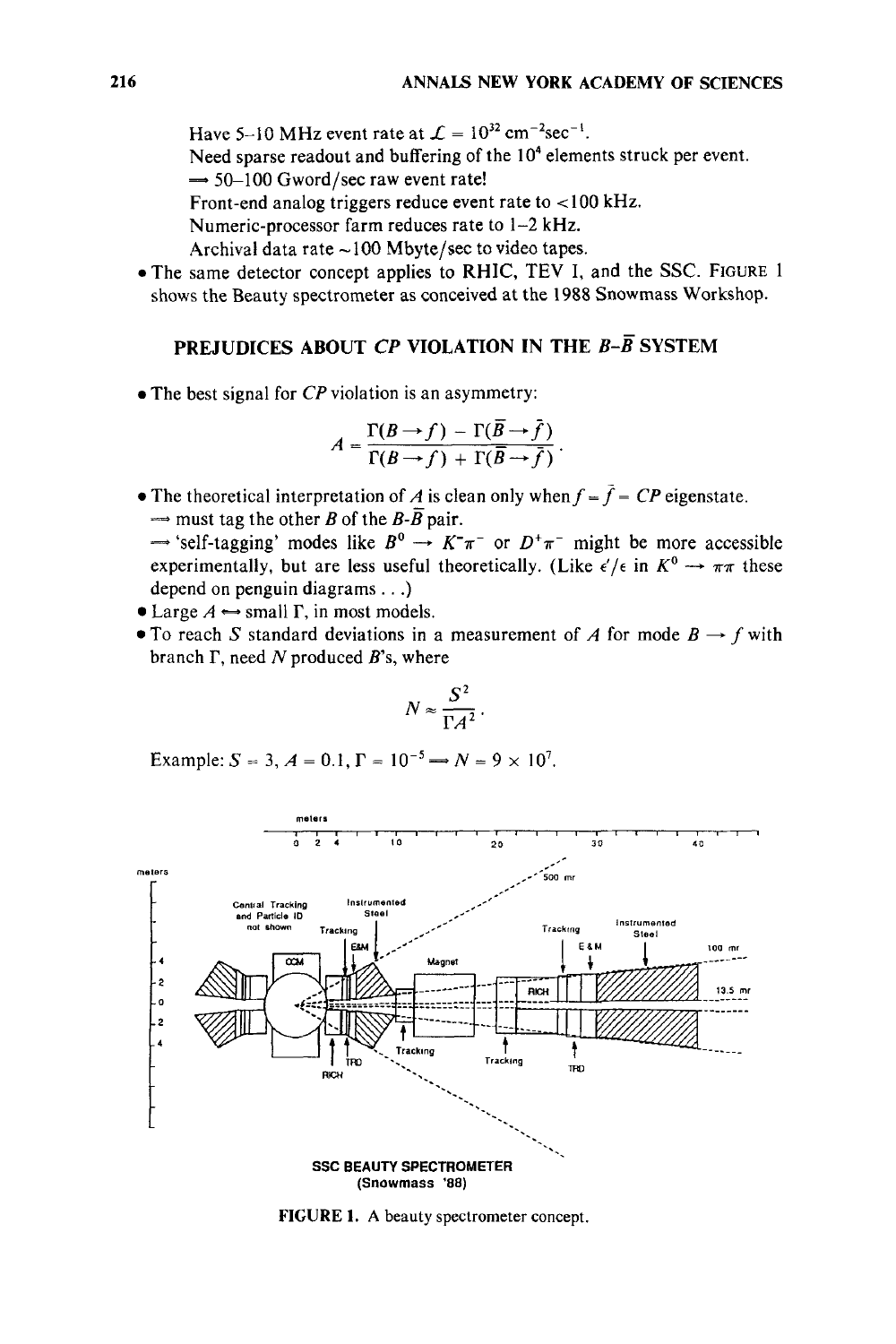Have 5–10 MHz event rate at $\mathcal{L} = 10^{32}\ \mathrm{cm}^{-2}\mathrm{sec}^{-1}$.
Need sparse readout and buffering of the $10^4$ elements struck per event.
$\Longrightarrow$ 50–100 Gword/sec raw event rate!
Front-end analog triggers reduce event rate to <100 kHz.
Numeric-processor farm reduces rate to 1–2 kHz.
Archival data rate ~100 Mbyte/sec to video tapes.

- The same detector concept applies to RHIC, TEV I, and the SSC. FIGURE 1 shows the Beauty spectrometer as conceived at the 1988 Snowmass Workshop.

## PREJUDICES ABOUT *CP* VIOLATION IN THE $B$-$\bar{B}$ SYSTEM

- The best signal for *CP* violation is an asymmetry:

$$A = \frac{\Gamma(B \to f) - \Gamma(\bar{B} \to \bar{f})}{\Gamma(B \to f) + \Gamma(\bar{B} \to \bar{f})}.$$

- The theoretical interpretation of $A$ is clean only when $f = \bar{f} =$ *CP* eigenstate.
  $\Longrightarrow$ must tag the other $B$ of the $B$-$\bar{B}$ pair.
  $\Longrightarrow$ 'self-tagging' modes like $B^0 \to K^-\pi^-$ or $D^+\pi^-$ might be more accessible experimentally, but are less useful theoretically. (Like $\epsilon'/\epsilon$ in $K^0 \to \pi\pi$ these depend on penguin diagrams . . .)
- Large $A \longleftrightarrow$ small $\Gamma$, in most models.
- To reach $S$ standard deviations in a measurement of $A$ for mode $B \to f$ with branch $\Gamma$, need $N$ produced $B$'s, where

$$N \approx \frac{S^2}{\Gamma A^2}.$$

Example: $S = 3$, $A = 0.1$, $\Gamma = 10^{-5} \Longrightarrow N = 9 \times 10^7$.

FIGURE 1. A beauty spectrometer concept.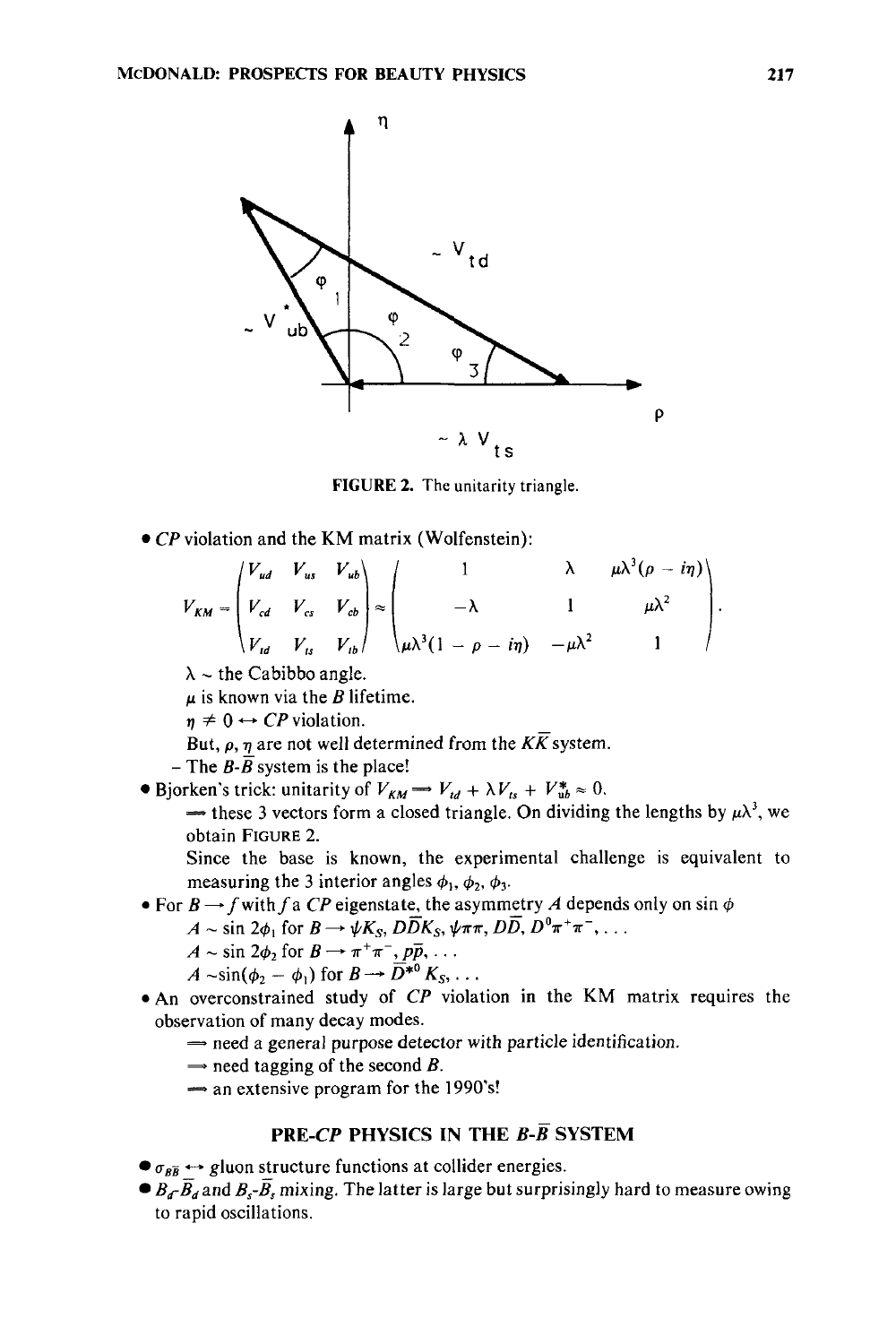FIGURE 2. The unitarity triangle.

- $CP$ violation and the KM matrix (Wolfenstein):

$$V_{KM} = \begin{pmatrix} V_{ud} & V_{us} & V_{ub} \\ V_{cd} & V_{cs} & V_{cb} \\ V_{td} & V_{ts} & V_{tb} \end{pmatrix} \approx \begin{pmatrix} 1 & \lambda & \mu\lambda^3(\rho - i\eta) \\ -\lambda & 1 & \mu\lambda^2 \\ \mu\lambda^3(1 - \rho - i\eta) & -\mu\lambda^2 & 1 \end{pmatrix}.$$

  $\lambda \sim$ the Cabibbo angle.
  $\mu$ is known via the $B$ lifetime.
  $\eta \neq 0 \leftrightarrow CP$ violation.
  But, $\rho$, $\eta$ are not well determined from the $K\bar{K}$ system.
  - The $B$-$\bar{B}$ system is the place!
- Bjorken's trick: unitarity of $V_{KM} \Rightarrow V_{td} + \lambda V_{ts} + V_{ub}^* \approx 0$.
  $\Rightarrow$ these 3 vectors form a closed triangle. On dividing the lengths by $\mu\lambda^3$, we obtain FIGURE 2.
  Since the base is known, the experimental challenge is equivalent to measuring the 3 interior angles $\phi_1$, $\phi_2$, $\phi_3$.
- For $B \rightarrow f$ with $f$ a $CP$ eigenstate, the asymmetry $A$ depends only on $\sin\phi$
  $A \sim \sin 2\phi_1$ for $B \rightarrow \psi K_S, D\bar{D}K_S, \psi\pi\pi, D\bar{D}, D^0\pi^+\pi^-, \ldots$
  $A \sim \sin 2\phi_2$ for $B \rightarrow \pi^+\pi^-, p\bar{p}, \ldots$
  $A \sim \sin(\phi_2 - \phi_1)$ for $B \rightarrow \bar{D}^{*0} K_S, \ldots$
- An overconstrained study of $CP$ violation in the KM matrix requires the observation of many decay modes.
  $\Rightarrow$ need a general purpose detector with particle identification.
  $\Rightarrow$ need tagging of the second $B$.
  $\Rightarrow$ an extensive program for the 1990's!

## PRE-$CP$ PHYSICS IN THE $B$-$\bar{B}$ SYSTEM

- $\sigma_{B\bar{B}} \leftrightarrow$ gluon structure functions at collider energies.
- $B_d$-$\bar{B}_d$ and $B_s$-$\bar{B}_s$ mixing. The latter is large but surprisingly hard to measure owing to rapid oscillations.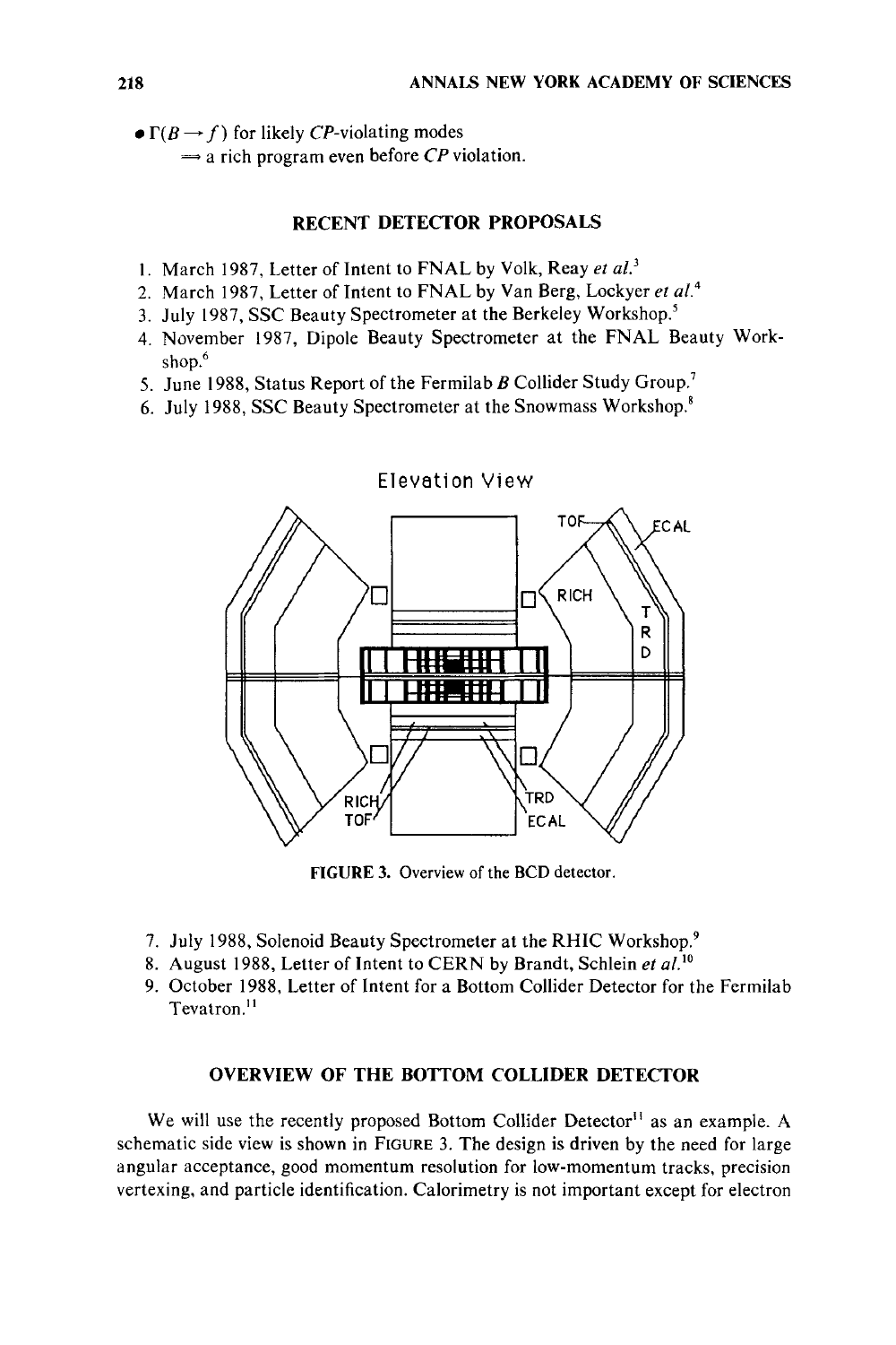- $\Gamma(B \to f)$ for likely *CP*-violating modes
  $\Longrightarrow$ a rich program even before *CP* violation.

## RECENT DETECTOR PROPOSALS

1. March 1987, Letter of Intent to FNAL by Volk, Reay *et al.*[3]
2. March 1987, Letter of Intent to FNAL by Van Berg, Lockyer *et al.*[4]
3. July 1987, SSC Beauty Spectrometer at the Berkeley Workshop.[5]
4. November 1987, Dipole Beauty Spectrometer at the FNAL Beauty Workshop.[6]
5. June 1988, Status Report of the Fermilab *B* Collider Study Group.[7]
6. July 1988, SSC Beauty Spectrometer at the Snowmass Workshop.[8]

FIGURE 3. Overview of the BCD detector.

7. July 1988, Solenoid Beauty Spectrometer at the RHIC Workshop.[9]
8. August 1988, Letter of Intent to CERN by Brandt, Schlein *et al.*[10]
9. October 1988, Letter of Intent for a Bottom Collider Detector for the Fermilab Tevatron.[11]

## OVERVIEW OF THE BOTTOM COLLIDER DETECTOR

We will use the recently proposed Bottom Collider Detector[11] as an example. A schematic side view is shown in FIGURE 3. The design is driven by the need for large angular acceptance, good momentum resolution for low-momentum tracks, precision vertexing, and particle identification. Calorimetry is not important except for electron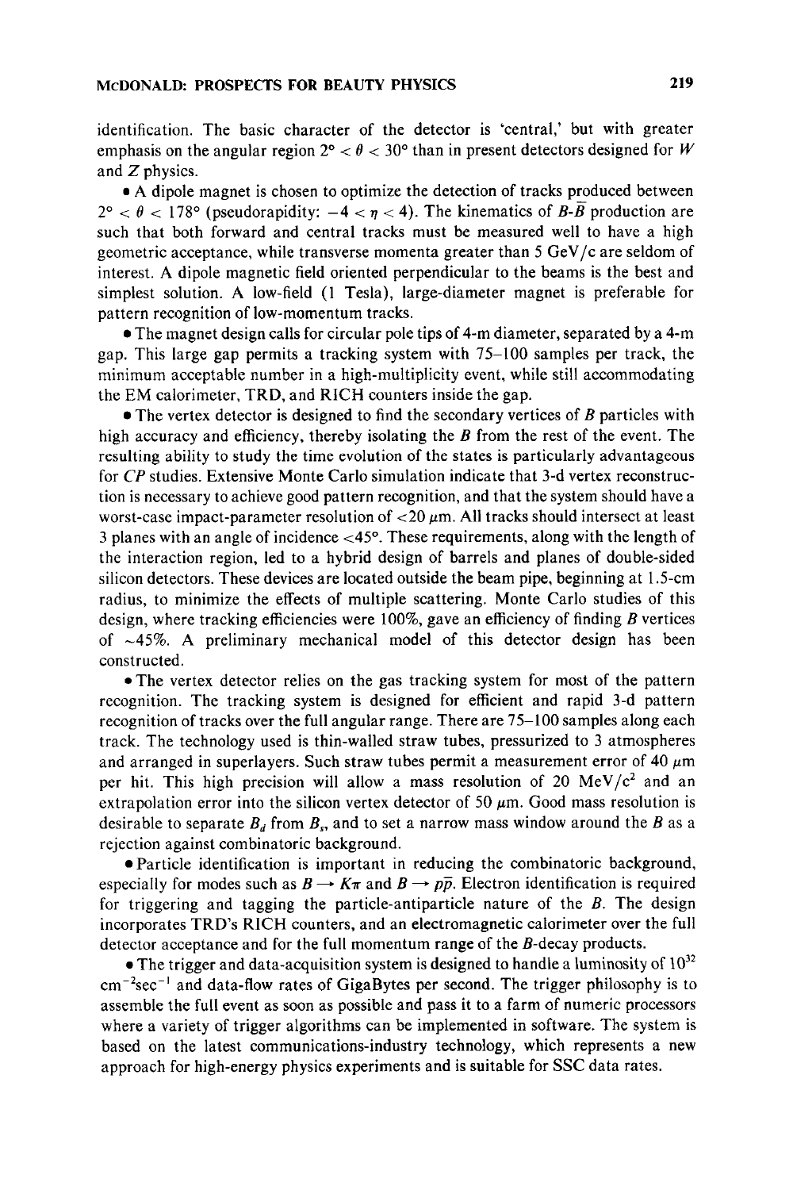identification. The basic character of the detector is 'central,' but with greater emphasis on the angular region $2° < \theta < 30°$ than in present detectors designed for $W$ and $Z$ physics.

- A dipole magnet is chosen to optimize the detection of tracks produced between $2° < \theta < 178°$ (pseudorapidity: $-4 < \eta < 4$). The kinematics of $B$-$\bar{B}$ production are such that both forward and central tracks must be measured well to have a high geometric acceptance, while transverse momenta greater than 5 GeV/c are seldom of interest. A dipole magnetic field oriented perpendicular to the beams is the best and simplest solution. A low-field (1 Tesla), large-diameter magnet is preferable for pattern recognition of low-momentum tracks.

- The magnet design calls for circular pole tips of 4-m diameter, separated by a 4-m gap. This large gap permits a tracking system with 75–100 samples per track, the minimum acceptable number in a high-multiplicity event, while still accommodating the EM calorimeter, TRD, and RICH counters inside the gap.

- The vertex detector is designed to find the secondary vertices of $B$ particles with high accuracy and efficiency, thereby isolating the $B$ from the rest of the event. The resulting ability to study the time evolution of the states is particularly advantageous for $CP$ studies. Extensive Monte Carlo simulation indicate that 3-d vertex reconstruction is necessary to achieve good pattern recognition, and that the system should have a worst-case impact-parameter resolution of $<20\ \mu$m. All tracks should intersect at least 3 planes with an angle of incidence $<45°$. These requirements, along with the length of the interaction region, led to a hybrid design of barrels and planes of double-sided silicon detectors. These devices are located outside the beam pipe, beginning at 1.5-cm radius, to minimize the effects of multiple scattering. Monte Carlo studies of this design, where tracking efficiencies were 100%, gave an efficiency of finding $B$ vertices of ~45%. A preliminary mechanical model of this detector design has been constructed.

- The vertex detector relies on the gas tracking system for most of the pattern recognition. The tracking system is designed for efficient and rapid 3-d pattern recognition of tracks over the full angular range. There are 75–100 samples along each track. The technology used is thin-walled straw tubes, pressurized to 3 atmospheres and arranged in superlayers. Such straw tubes permit a measurement error of 40 $\mu$m per hit. This high precision will allow a mass resolution of 20 MeV/c$^2$ and an extrapolation error into the silicon vertex detector of 50 $\mu$m. Good mass resolution is desirable to separate $B_d$ from $B_s$, and to set a narrow mass window around the $B$ as a rejection against combinatoric background.

- Particle identification is important in reducing the combinatoric background, especially for modes such as $B \rightarrow K\pi$ and $B \rightarrow p\bar{p}$. Electron identification is required for triggering and tagging the particle-antiparticle nature of the $B$. The design incorporates TRD's RICH counters, and an electromagnetic calorimeter over the full detector acceptance and for the full momentum range of the $B$-decay products.

- The trigger and data-acquisition system is designed to handle a luminosity of $10^{32}$ cm$^{-2}$sec$^{-1}$ and data-flow rates of GigaBytes per second. The trigger philosophy is to assemble the full event as soon as possible and pass it to a farm of numeric processors where a variety of trigger algorithms can be implemented in software. The system is based on the latest communications-industry technology, which represents a new approach for high-energy physics experiments and is suitable for SSC data rates.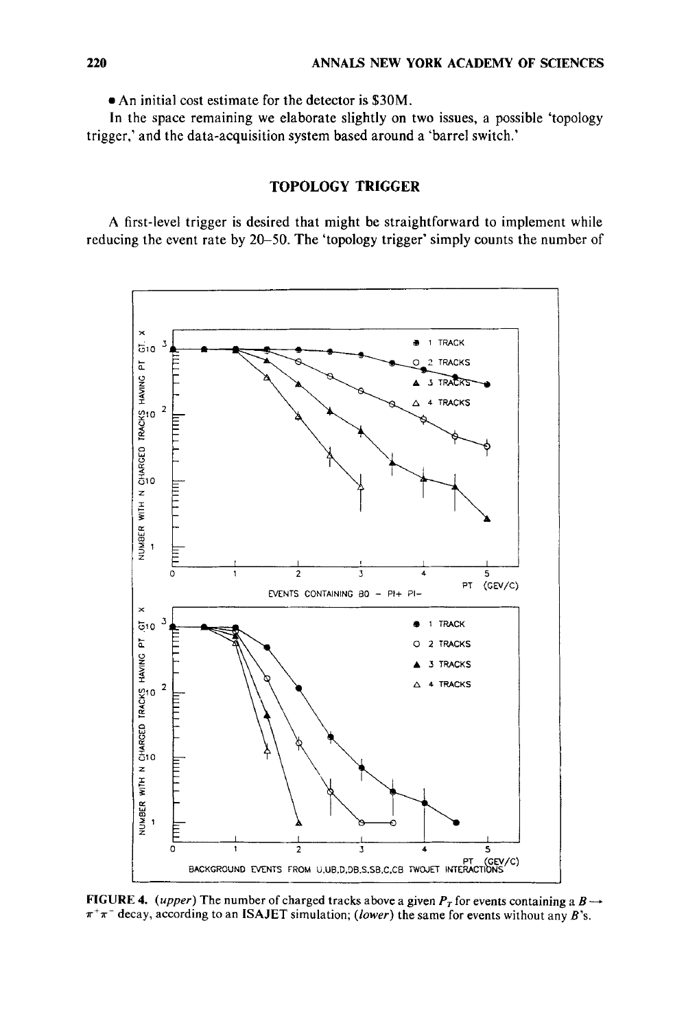• An initial cost estimate for the detector is $30M.

In the space remaining we elaborate slightly on two issues, a possible 'topology trigger,' and the data-acquisition system based around a 'barrel switch.'

## TOPOLOGY TRIGGER

A first-level trigger is desired that might be straightforward to implement while reducing the event rate by 20–50. The 'topology trigger' simply counts the number of

**FIGURE 4.** (*upper*) The number of charged tracks above a given $P_T$ for events containing a $B \rightarrow \pi^+\pi^-$ decay, according to an ISAJET simulation; (*lower*) the same for events without any $B$'s.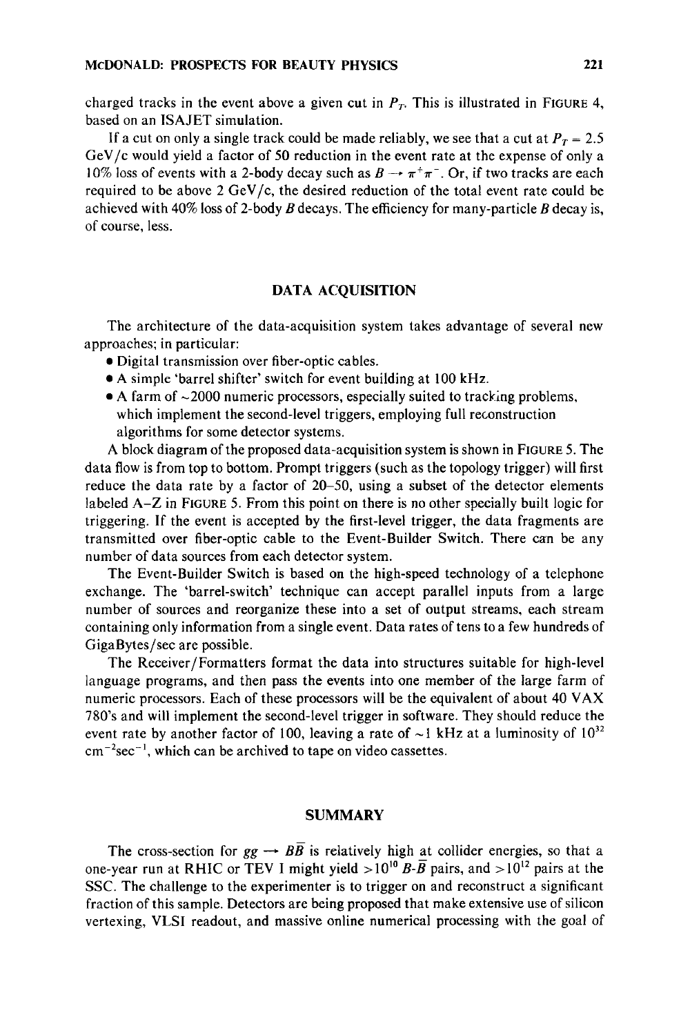charged tracks in the event above a given cut in $P_T$. This is illustrated in FIGURE 4, based on an ISAJET simulation.

If a cut on only a single track could be made reliably, we see that a cut at $P_T = 2.5$ GeV/c would yield a factor of 50 reduction in the event rate at the expense of only a 10% loss of events with a 2-body decay such as $B \rightarrow \pi^+\pi^-$. Or, if two tracks are each required to be above 2 GeV/c, the desired reduction of the total event rate could be achieved with 40% loss of 2-body $B$ decays. The efficiency for many-particle $B$ decay is, of course, less.

## DATA ACQUISITION

The architecture of the data-acquisition system takes advantage of several new approaches; in particular:

- Digital transmission over fiber-optic cables.
- A simple 'barrel shifter' switch for event building at 100 kHz.
- A farm of ~2000 numeric processors, especially suited to tracking problems, which implement the second-level triggers, employing full reconstruction algorithms for some detector systems.

A block diagram of the proposed data-acquisition system is shown in FIGURE 5. The data flow is from top to bottom. Prompt triggers (such as the topology trigger) will first reduce the data rate by a factor of 20–50, using a subset of the detector elements labeled A–Z in FIGURE 5. From this point on there is no other specially built logic for triggering. If the event is accepted by the first-level trigger, the data fragments are transmitted over fiber-optic cable to the Event-Builder Switch. There can be any number of data sources from each detector system.

The Event-Builder Switch is based on the high-speed technology of a telephone exchange. The 'barrel-switch' technique can accept parallel inputs from a large number of sources and reorganize these into a set of output streams, each stream containing only information from a single event. Data rates of tens to a few hundreds of GigaBytes/sec are possible.

The Receiver/Formatters format the data into structures suitable for high-level language programs, and then pass the events into one member of the large farm of numeric processors. Each of these processors will be the equivalent of about 40 VAX 780's and will implement the second-level trigger in software. They should reduce the event rate by another factor of 100, leaving a rate of ~1 kHz at a luminosity of $10^{32}$ $\text{cm}^{-2}\text{sec}^{-1}$, which can be archived to tape on video cassettes.

## SUMMARY

The cross-section for $gg \rightarrow B\bar{B}$ is relatively high at collider energies, so that a one-year run at RHIC or TEV I might yield $>10^{10}$ $B$-$\bar{B}$ pairs, and $>10^{12}$ pairs at the SSC. The challenge to the experimenter is to trigger on and reconstruct a significant fraction of this sample. Detectors are being proposed that make extensive use of silicon vertexing, VLSI readout, and massive online numerical processing with the goal of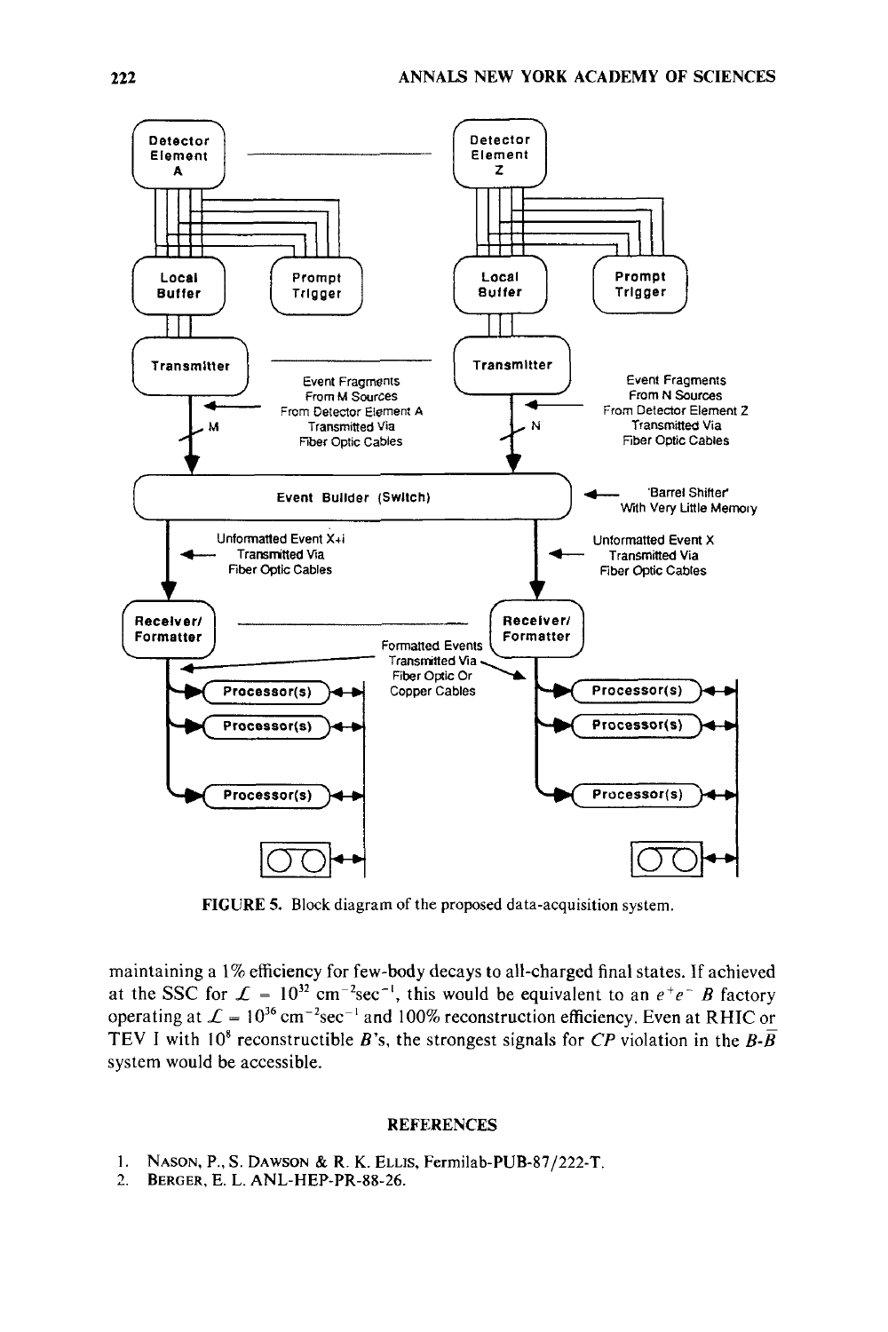FIGURE 5. Block diagram of the proposed data-acquisition system.

maintaining a 1% efficiency for few-body decays to all-charged final states. If achieved at the SSC for $\mathcal{L} = 10^{32}\ \mathrm{cm}^{-2}\mathrm{sec}^{-1}$, this would be equivalent to an $e^+e^-$ $B$ factory operating at $\mathcal{L} = 10^{36}\ \mathrm{cm}^{-2}\mathrm{sec}^{-1}$ and 100% reconstruction efficiency. Even at RHIC or TEV I with $10^8$ reconstructible $B$'s, the strongest signals for $CP$ violation in the $B$-$\bar{B}$ system would be accessible.

## REFERENCES

1. NASON, P., S. DAWSON & R. K. ELLIS, Fermilab-PUB-87/222-T.
2. BERGER, E. L. ANL-HEP-PR-88-26.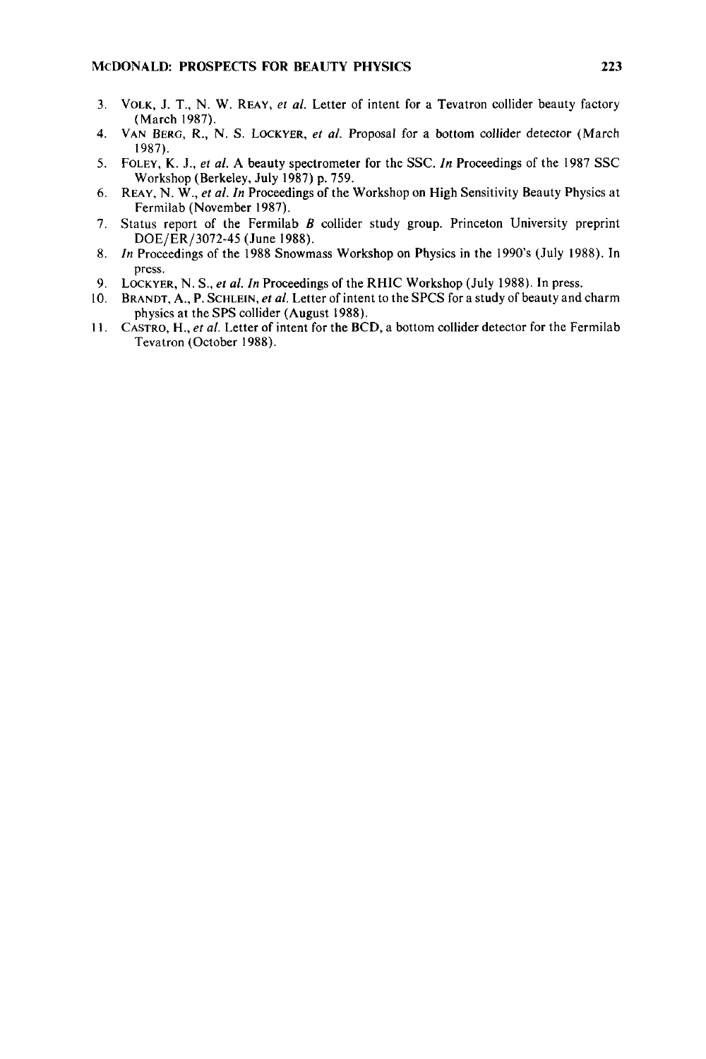3. VOLK, J. T., N. W. REAY, *et al.* Letter of intent for a Tevatron collider beauty factory (March 1987).
4. VAN BERG, R., N. S. LOCKYER, *et al.* Proposal for a bottom collider detector (March 1987).
5. FOLEY, K. J., *et al.* A beauty spectrometer for the SSC. *In* Proceedings of the 1987 SSC Workshop (Berkeley, July 1987) p. 759.
6. REAY, N. W., *et al. In* Proceedings of the Workshop on High Sensitivity Beauty Physics at Fermilab (November 1987).
7. Status report of the Fermilab *B* collider study group. Princeton University preprint DOE/ER/3072-45 (June 1988).
8. *In* Proceedings of the 1988 Snowmass Workshop on Physics in the 1990's (July 1988). In press.
9. LOCKYER, N. S., *et al. In* Proceedings of the RHIC Workshop (July 1988). In press.
10. BRANDT, A., P. SCHLEIN, *et al.* Letter of intent to the SPCS for a study of beauty and charm physics at the SPS collider (August 1988).
11. CASTRO, H., *et al.* Letter of intent for the BCD, a bottom collider detector for the Fermilab Tevatron (October 1988).